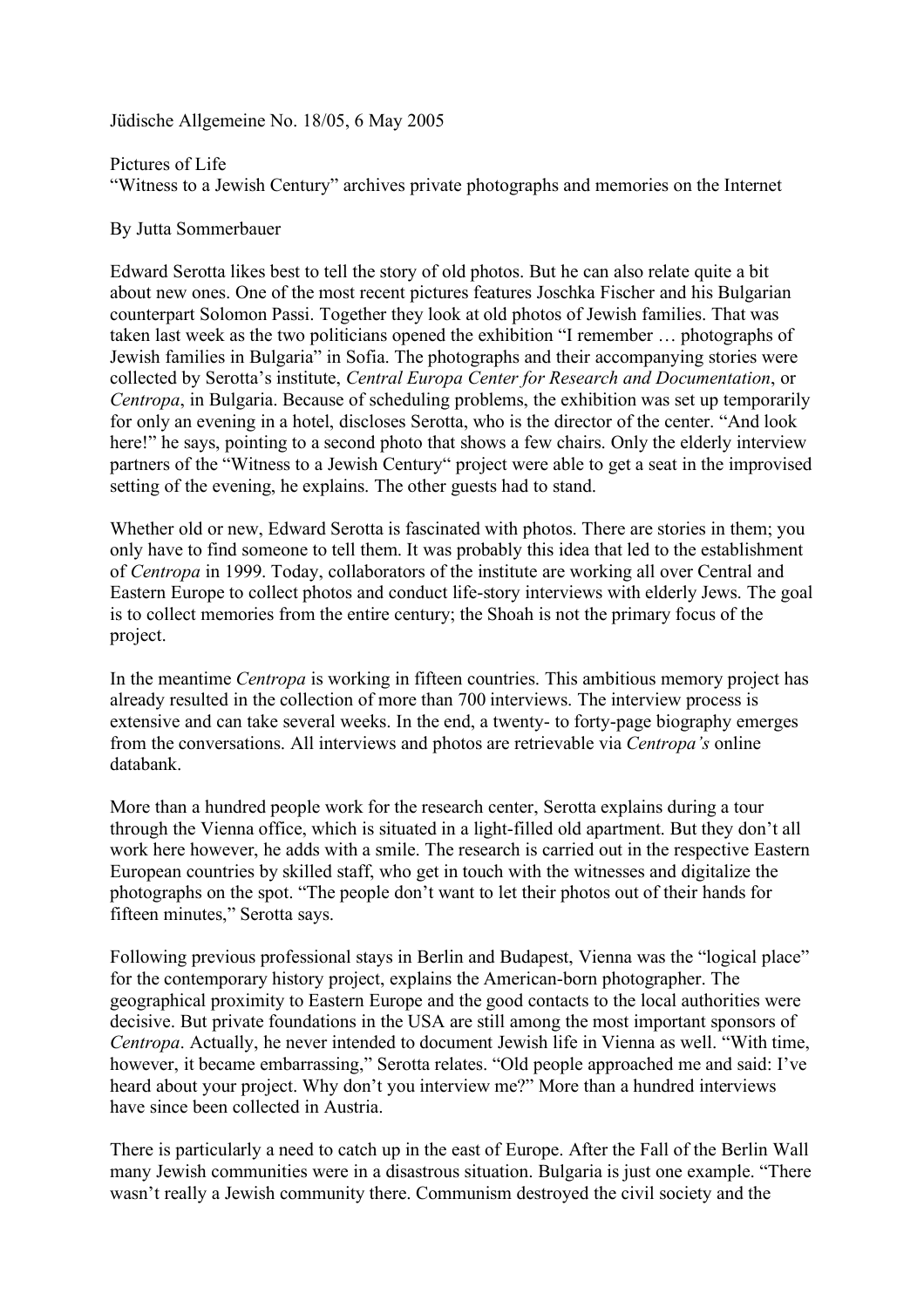Jüdische Allgemeine No. 18/05, 6 May 2005

# Pictures of Life

## "Witness to a Jewish Century" archives private photographs and memories on the Internet

By Jutta Sommerbauer

Edward Serotta likes best to tell the story of old photos. But he can also relate quite a bit about new ones. One of the most recent pictures features Joschka Fischer and his Bulgarian counterpart Solomon Passi. Together they look at old photos of Jewish families. That was taken last week as the two politicians opened the exhibition "I remember … photographs of Jewish families in Bulgaria" in Sofia. The photographs and their accompanying stories were collected by Serotta's institute, *Central Europa Center for Research and Documentation*, or *Centropa*, in Bulgaria. Because of scheduling problems, the exhibition was set up temporarily for only an evening in a hotel, discloses Serotta, who is the director of the center. "And look here!" he says, pointing to a second photo that shows a few chairs. Only the elderly interview partners of the "Witness to a Jewish Century" project were able to get a seat in the improvised setting of the evening, he explains. The other guests had to stand.

Whether old or new, Edward Serotta is fascinated with photos. There are stories in them; you only have to find someone to tell them. It was probably this idea that led to the establishment of *Centropa* in 1999. Today, collaborators of the institute are working all over Central and Eastern Europe to collect photos and conduct life-story interviews with elderly Jews. The goal is to collect memories from the entire century; the Shoah is not the primary focus of the project.

In the meantime *Centropa* is working in fifteen countries. This ambitious memory project has already resulted in the collection of more than 700 interviews. The interview process is extensive and can take several weeks. In the end, a twenty- to forty-page biography emerges from the conversations. All interviews and photos are retrievable via *Centropa's* online databank.

More than a hundred people work for the research center, Serotta explains during a tour through the Vienna office, which is situated in a light-filled old apartment. But they don't all work here however, he adds with a smile. The research is carried out in the respective Eastern European countries by skilled staff, who get in touch with the witnesses and digitalize the photographs on the spot. "The people don't want to let their photos out of their hands for fifteen minutes," Serotta says.

Following previous professional stays in Berlin and Budapest, Vienna was the "logical place" for the contemporary history project, explains the American-born photographer. The geographical proximity to Eastern Europe and the good contacts to the local authorities were decisive. But private foundations in the USA are still among the most important sponsors of *Centropa*. Actually, he never intended to document Jewish life in Vienna as well. "With time, however, it became embarrassing," Serotta relates. "Old people approached me and said: I've heard about your project. Why don't you interview me?" More than a hundred interviews have since been collected in Austria.

There is particularly a need to catch up in the east of Europe. After the Fall of the Berlin Wall many Jewish communities were in a disastrous situation. Bulgaria is just one example. "There wasn't really a Jewish community there. Communism destroyed the civil society and the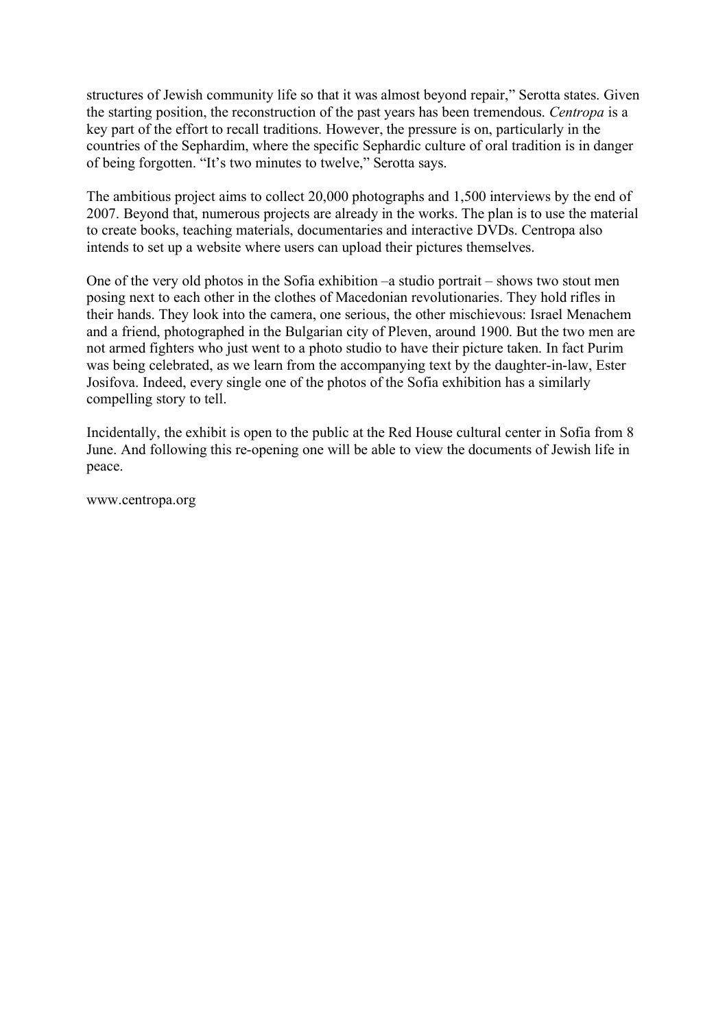structures of Jewish community life so that it was almost beyond repair," Serotta states. Given the starting position, the reconstruction of the past years has been tremendous. *Centropa* is a key part of the effort to recall traditions. However, the pressure is on, particularly in the countries of the Sephardim, where the specific Sephardic culture of oral tradition is in danger of being forgotten. "It's two minutes to twelve," Serotta says.

The ambitious project aims to collect 20,000 photographs and 1,500 interviews by the end of 2007. Beyond that, numerous projects are already in the works. The plan is to use the material to create books, teaching materials, documentaries and interactive DVDs. Centropa also intends to set up a website where users can upload their pictures themselves.

One of the very old photos in the Sofia exhibition –a studio portrait – shows two stout men posing next to each other in the clothes of Macedonian revolutionaries. They hold rifles in their hands. They look into the camera, one serious, the other mischievous: Israel Menachem and a friend, photographed in the Bulgarian city of Pleven, around 1900. But the two men are not armed fighters who just went to a photo studio to have their picture taken. In fact Purim was being celebrated, as we learn from the accompanying text by the daughter-in-law, Ester Josifova. Indeed, every single one of the photos of the Sofia exhibition has a similarly compelling story to tell.

Incidentally, the exhibit is open to the public at the Red House cultural center in Sofia from 8 June. And following this re-opening one will be able to view the documents of Jewish life in peace.

www.centropa.org